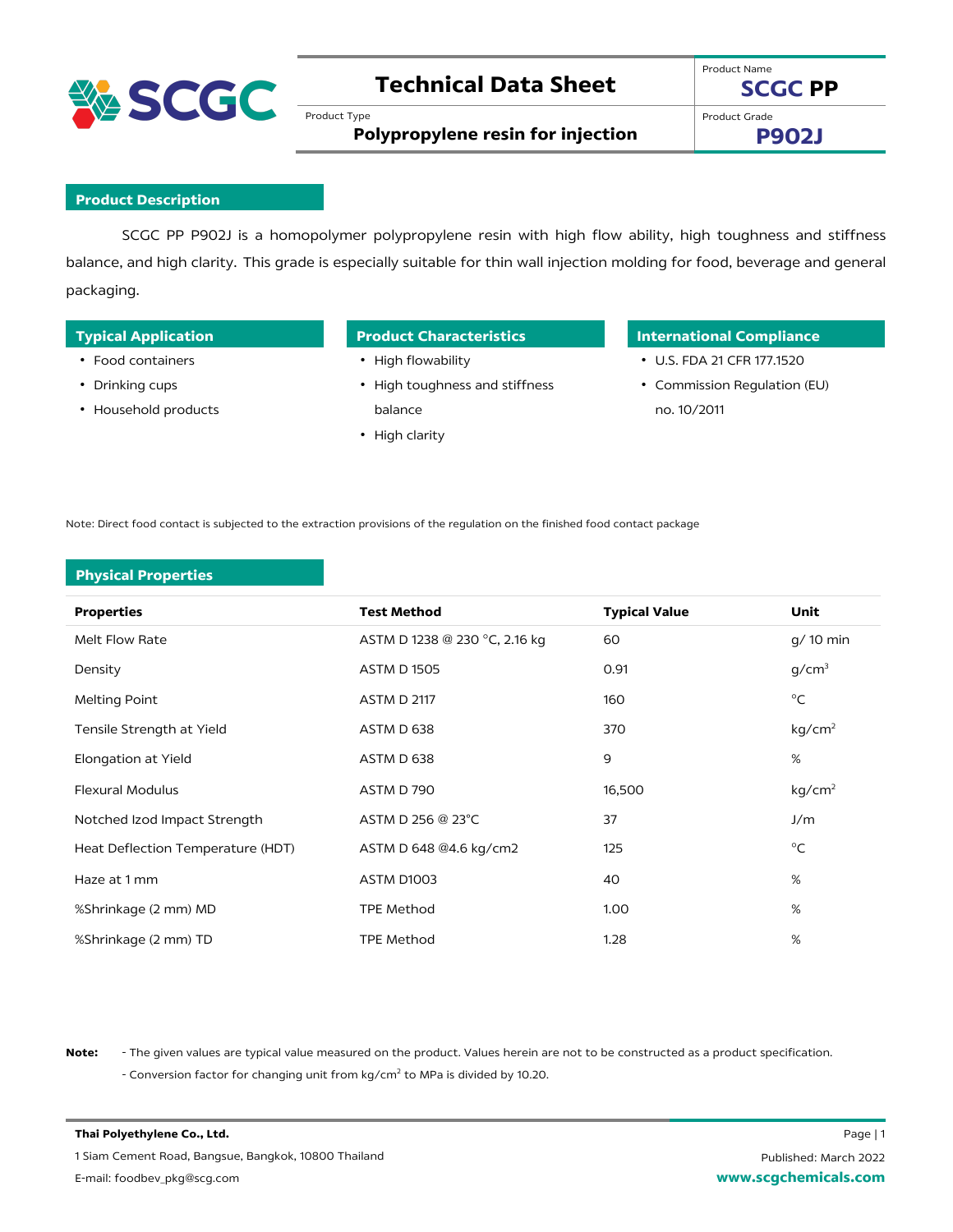# Technical Data Sheet

Product Type
**Polypropylene resin for injection**

Product Name
**SCGC PP**

Product Grade
**P902J**

## Product Description

SCGC PP P902J is a homopolymer polypropylene resin with high flow ability, high toughness and stiffness balance, and high clarity. This grade is especially suitable for thin wall injection molding for food, beverage and general packaging.

## Typical Application

- Food containers
- Drinking cups
- Household products

## Product Characteristics

- High flowability
- High toughness and stiffness balance
- High clarity

## International Compliance

- U.S. FDA 21 CFR 177.1520
- Commission Regulation (EU) no. 10/2011

Note: Direct food contact is subjected to the extraction provisions of the regulation on the finished food contact package

## Physical Properties

| Properties | Test Method | Typical Value | Unit |
|---|---|---|---|
| Melt Flow Rate | ASTM D 1238 @ 230 °C, 2.16 kg | 60 | g/ 10 min |
| Density | ASTM D 1505 | 0.91 | g/cm$^3$ |
| Melting Point | ASTM D 2117 | 160 | °C |
| Tensile Strength at Yield | ASTM D 638 | 370 | kg/cm$^2$ |
| Elongation at Yield | ASTM D 638 | 9 | % |
| Flexural Modulus | ASTM D 790 | 16,500 | kg/cm$^2$ |
| Notched Izod Impact Strength | ASTM D 256 @ 23°C | 37 | J/m |
| Heat Deflection Temperature (HDT) | ASTM D 648 @4.6 kg/cm2 | 125 | °C |
| Haze at 1 mm | ASTM D1003 | 40 | % |
| %Shrinkage (2 mm) MD | TPE Method | 1.00 | % |
| %Shrinkage (2 mm) TD | TPE Method | 1.28 | % |

**Note:** - The given values are typical value measured on the product. Values herein are not to be constructed as a product specification.
- Conversion factor for changing unit from kg/cm$^2$ to MPa is divided by 10.20.

**Thai Polyethylene Co., Ltd.**
1 Siam Cement Road, Bangsue, Bangkok, 10800 Thailand
E-mail: foodbev_pkg@scg.com

Published: March 2022
**www.scgchemicals.com**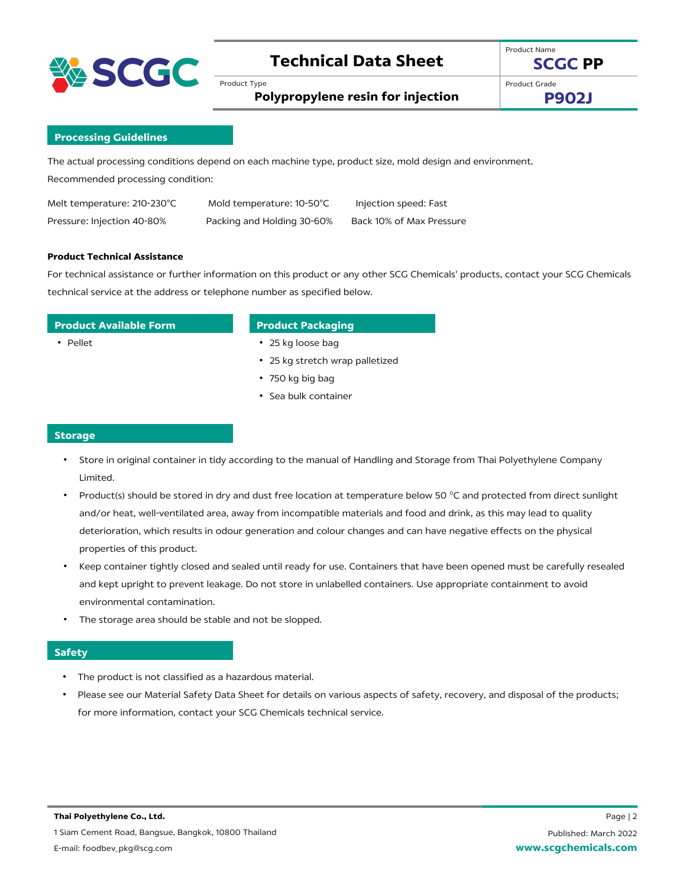# Technical Data Sheet

Product Name: **SCGC PP**

Product Type: **Polypropylene resin for injection**

Product Grade: **P902J**

## Processing Guidelines

The actual processing conditions depend on each machine type, product size, mold design and environment.

Recommended processing condition:

| | | |
|---|---|---|
| Melt temperature: 210-230°C | Mold temperature: 10-50°C | Injection speed: Fast |
| Pressure: Injection 40-80% | Packing and Holding 30-60% | Back 10% of Max Pressure |

**Product Technical Assistance**

For technical assistance or further information on this product or any other SCG Chemicals' products, contact your SCG Chemicals technical service at the address or telephone number as specified below.

## Product Available Form

- Pellet

## Product Packaging

- 25 kg loose bag
- 25 kg stretch wrap palletized
- 750 kg big bag
- Sea bulk container

## Storage

- Store in original container in tidy according to the manual of Handling and Storage from Thai Polyethylene Company Limited.
- Product(s) should be stored in dry and dust free location at temperature below 50 °C and protected from direct sunlight and/or heat, well-ventilated area, away from incompatible materials and food and drink, as this may lead to quality deterioration, which results in odour generation and colour changes and can have negative effects on the physical properties of this product.
- Keep container tightly closed and sealed until ready for use. Containers that have been opened must be carefully resealed and kept upright to prevent leakage. Do not store in unlabelled containers. Use appropriate containment to avoid environmental contamination.
- The storage area should be stable and not be slopped.

## Safety

- The product is not classified as a hazardous material.
- Please see our Material Safety Data Sheet for details on various aspects of safety, recovery, and disposal of the products; for more information, contact your SCG Chemicals technical service.

**Thai Polyethylene Co., Ltd.**

1 Siam Cement Road, Bangsue, Bangkok, 10800 Thailand

E-mail: foodbev_pkg@scg.com

Published: March 2022

**www.scgchemicals.com**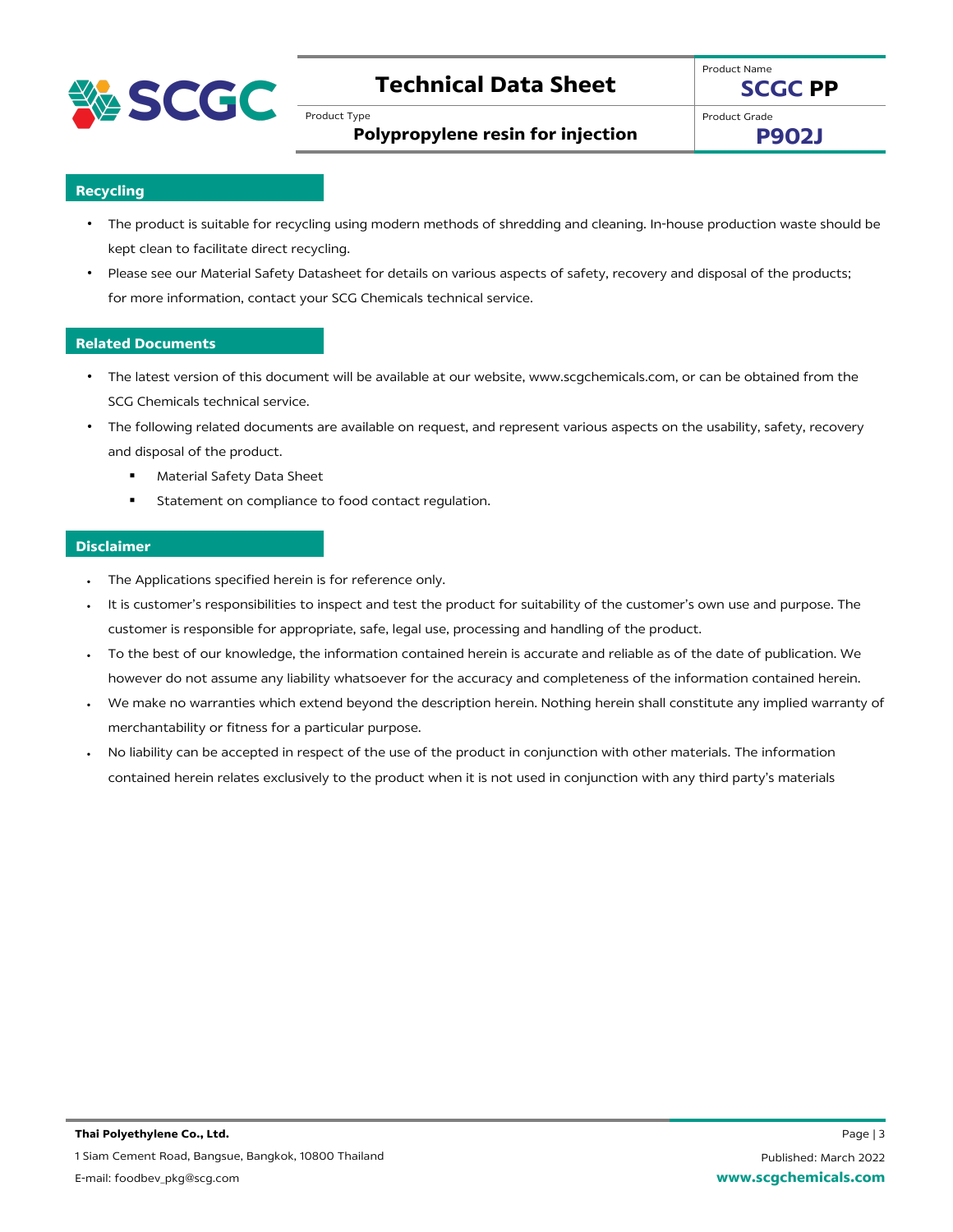## Recycling

- The product is suitable for recycling using modern methods of shredding and cleaning. In-house production waste should be kept clean to facilitate direct recycling.
- Please see our Material Safety Datasheet for details on various aspects of safety, recovery and disposal of the products; for more information, contact your SCG Chemicals technical service.

## Related Documents

- The latest version of this document will be available at our website, www.scgchemicals.com, or can be obtained from the SCG Chemicals technical service.
- The following related documents are available on request, and represent various aspects on the usability, safety, recovery and disposal of the product.
  - Material Safety Data Sheet
  - Statement on compliance to food contact regulation.

## Disclaimer

- The Applications specified herein is for reference only.
- It is customer's responsibilities to inspect and test the product for suitability of the customer's own use and purpose. The customer is responsible for appropriate, safe, legal use, processing and handling of the product.
- To the best of our knowledge, the information contained herein is accurate and reliable as of the date of publication. We however do not assume any liability whatsoever for the accuracy and completeness of the information contained herein.
- We make no warranties which extend beyond the description herein. Nothing herein shall constitute any implied warranty of merchantability or fitness for a particular purpose.
- No liability can be accepted in respect of the use of the product in conjunction with other materials. The information contained herein relates exclusively to the product when it is not used in conjunction with any third party's materials